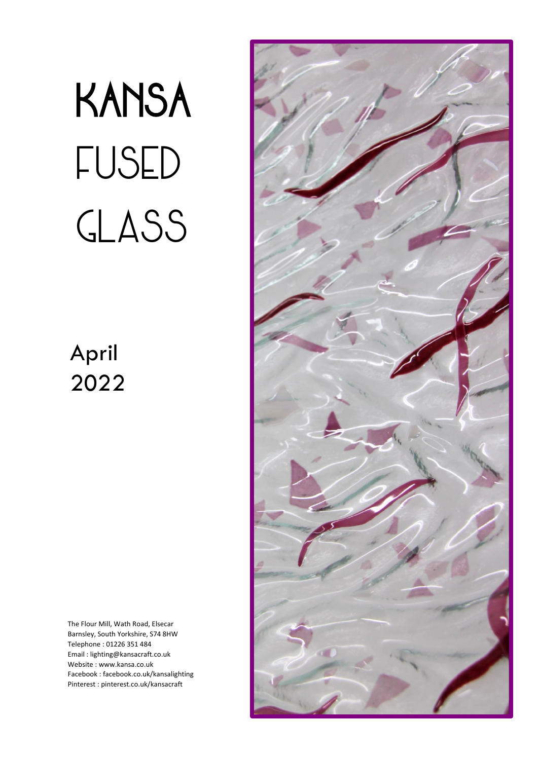# KANSA FUSED GLASS

## April 2022

The Flour Mill, Wath Road, Elsecar
Barnsley, South Yorkshire, S74 8HW
Telephone : 01226 351 484
Email : lighting@kansacraft.co.uk
Website : www.kansa.co.uk
Facebook : facebook.co.uk/kansalighting
Pinterest : pinterest.co.uk/kansacraft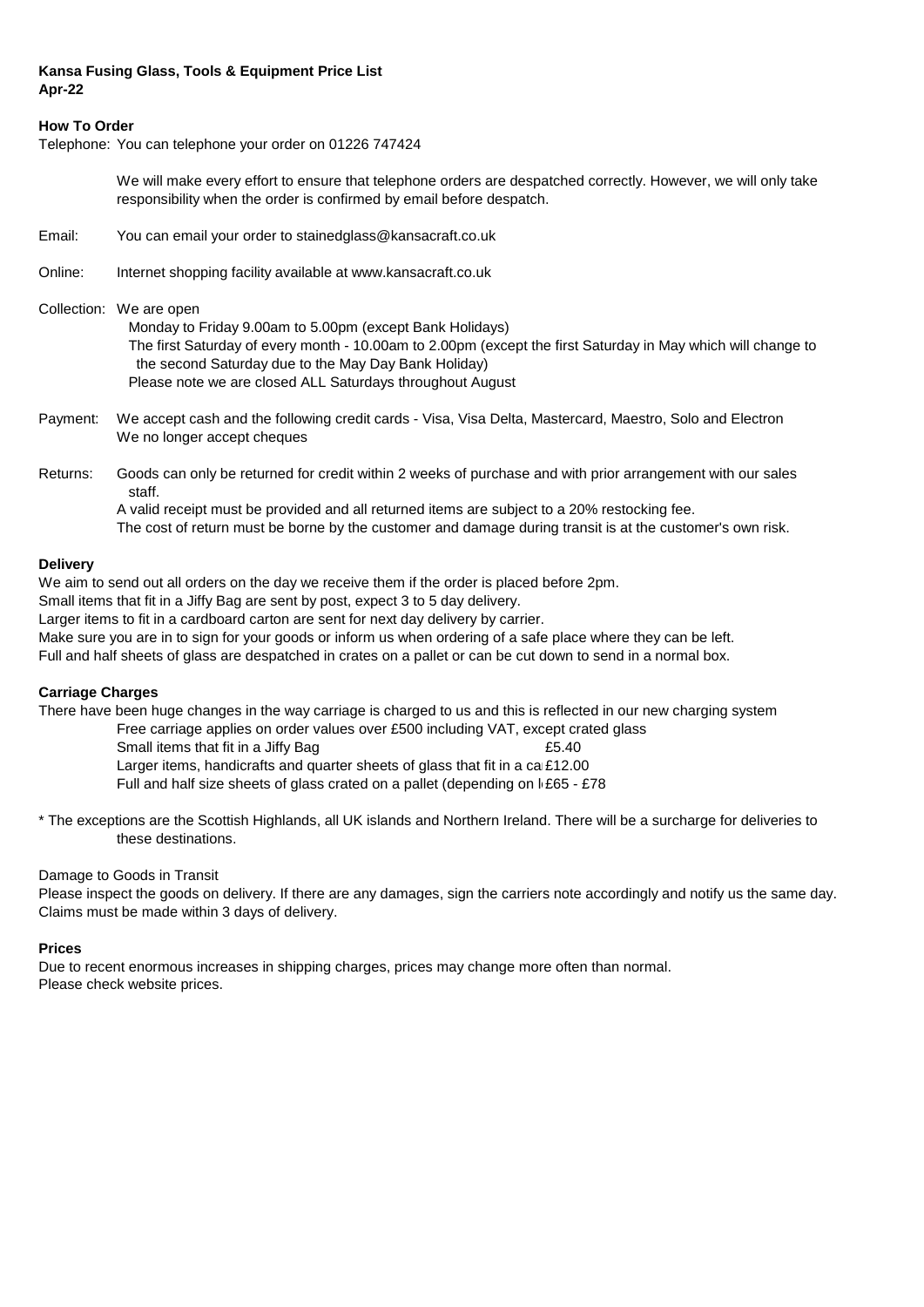**Kansa Fusing Glass, Tools & Equipment Price List**
**Apr-22**

**How To Order**

Telephone: You can telephone your order on 01226 747424

We will make every effort to ensure that telephone orders are despatched correctly. However, we will only take responsibility when the order is confirmed by email before despatch.

Email: You can email your order to stainedglass@kansacraft.co.uk

Online: Internet shopping facility available at www.kansacraft.co.uk

Collection: We are open
Monday to Friday 9.00am to 5.00pm (except Bank Holidays)
The first Saturday of every month - 10.00am to 2.00pm (except the first Saturday in May which will change to the second Saturday due to the May Day Bank Holiday)
Please note we are closed ALL Saturdays throughout August

Payment: We accept cash and the following credit cards - Visa, Visa Delta, Mastercard, Maestro, Solo and Electron
We no longer accept cheques

Returns: Goods can only be returned for credit within 2 weeks of purchase and with prior arrangement with our sales staff.
A valid receipt must be provided and all returned items are subject to a 20% restocking fee.
The cost of return must be borne by the customer and damage during transit is at the customer's own risk.

**Delivery**

We aim to send out all orders on the day we receive them if the order is placed before 2pm.
Small items that fit in a Jiffy Bag are sent by post, expect 3 to 5 day delivery.
Larger items to fit in a cardboard carton are sent for next day delivery by carrier.
Make sure you are in to sign for your goods or inform us when ordering of a safe place where they can be left.
Full and half sheets of glass are despatched in crates on a pallet or can be cut down to send in a normal box.

**Carriage Charges**

There have been huge changes in the way carriage is charged to us and this is reflected in our new charging system

Free carriage applies on order values over £500 including VAT, except crated glass

| | |
|---|---|
| Small items that fit in a Jiffy Bag | £5.40 |
| Larger items, handicrafts and quarter sheets of glass that fit in a ca | £12.00 |
| Full and half size sheets of glass crated on a pallet (depending on l | £65 - £78 |

\* The exceptions are the Scottish Highlands, all UK islands and Northern Ireland. There will be a surcharge for deliveries to these destinations.

Damage to Goods in Transit

Please inspect the goods on delivery. If there are any damages, sign the carriers note accordingly and notify us the same day.
Claims must be made within 3 days of delivery.

**Prices**

Due to recent enormous increases in shipping charges, prices may change more often than normal.
Please check website prices.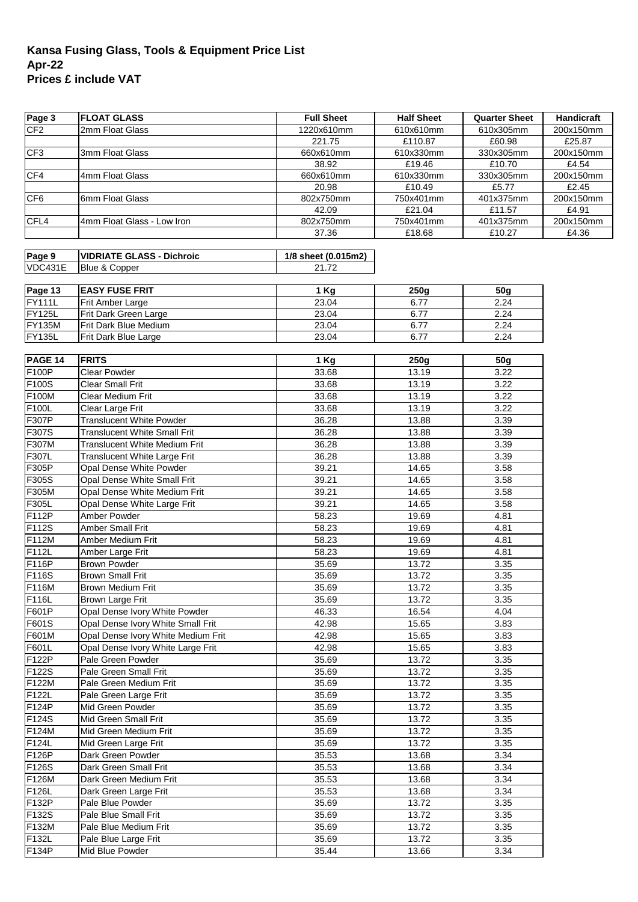**Kansa Fusing Glass, Tools & Equipment Price List**
**Apr-22**
**Prices £ include VAT**

| Page 3 | FLOAT GLASS | Full Sheet | Half Sheet | Quarter Sheet | Handicraft |
|---|---|---|---|---|---|
| CF2 | 2mm Float Glass | 1220x610mm | 610x610mm | 610x305mm | 200x150mm |
| | | 221.75 | £110.87 | £60.98 | £25.87 |
| CF3 | 3mm Float Glass | 660x610mm | 610x330mm | 330x305mm | 200x150mm |
| | | 38.92 | £19.46 | £10.70 | £4.54 |
| CF4 | 4mm Float Glass | 660x610mm | 610x330mm | 330x305mm | 200x150mm |
| | | 20.98 | £10.49 | £5.77 | £2.45 |
| CF6 | 6mm Float Glass | 802x750mm | 750x401mm | 401x375mm | 200x150mm |
| | | 42.09 | £21.04 | £11.57 | £4.91 |
| CFL4 | 4mm Float Glass - Low Iron | 802x750mm | 750x401mm | 401x375mm | 200x150mm |
| | | 37.36 | £18.68 | £10.27 | £4.36 |

| Page 9 | VIDRIATE GLASS - Dichroic | 1/8 sheet (0.015m2) |
|---|---|---|
| VDC431E | Blue & Copper | 21.72 |

| Page 13 | EASY FUSE FRIT | 1 Kg | 250g | 50g |
|---|---|---|---|---|
| FY111L | Frit Amber Large | 23.04 | 6.77 | 2.24 |
| FY125L | Frit Dark Green Large | 23.04 | 6.77 | 2.24 |
| FY135M | Frit Dark Blue Medium | 23.04 | 6.77 | 2.24 |
| FY135L | Frit Dark Blue Large | 23.04 | 6.77 | 2.24 |

| PAGE 14 | FRITS | 1 Kg | 250g | 50g |
|---|---|---|---|---|
| F100P | Clear Powder | 33.68 | 13.19 | 3.22 |
| F100S | Clear Small Frit | 33.68 | 13.19 | 3.22 |
| F100M | Clear Medium Frit | 33.68 | 13.19 | 3.22 |
| F100L | Clear Large Frit | 33.68 | 13.19 | 3.22 |
| F307P | Translucent White Powder | 36.28 | 13.88 | 3.39 |
| F307S | Translucent White Small Frit | 36.28 | 13.88 | 3.39 |
| F307M | Translucent White Medium Frit | 36.28 | 13.88 | 3.39 |
| F307L | Translucent White Large Frit | 36.28 | 13.88 | 3.39 |
| F305P | Opal Dense White Powder | 39.21 | 14.65 | 3.58 |
| F305S | Opal Dense White Small Frit | 39.21 | 14.65 | 3.58 |
| F305M | Opal Dense White Medium Frit | 39.21 | 14.65 | 3.58 |
| F305L | Opal Dense White Large Frit | 39.21 | 14.65 | 3.58 |
| F112P | Amber Powder | 58.23 | 19.69 | 4.81 |
| F112S | Amber Small Frit | 58.23 | 19.69 | 4.81 |
| F112M | Amber Medium Frit | 58.23 | 19.69 | 4.81 |
| F112L | Amber Large Frit | 58.23 | 19.69 | 4.81 |
| F116P | Brown Powder | 35.69 | 13.72 | 3.35 |
| F116S | Brown Small Frit | 35.69 | 13.72 | 3.35 |
| F116M | Brown Medium Frit | 35.69 | 13.72 | 3.35 |
| F116L | Brown Large Frit | 35.69 | 13.72 | 3.35 |
| F601P | Opal Dense Ivory White Powder | 46.33 | 16.54 | 4.04 |
| F601S | Opal Dense Ivory White Small Frit | 42.98 | 15.65 | 3.83 |
| F601M | Opal Dense Ivory White Medium Frit | 42.98 | 15.65 | 3.83 |
| F601L | Opal Dense Ivory White Large Frit | 42.98 | 15.65 | 3.83 |
| F122P | Pale Green Powder | 35.69 | 13.72 | 3.35 |
| F122S | Pale Green Small Frit | 35.69 | 13.72 | 3.35 |
| F122M | Pale Green Medium Frit | 35.69 | 13.72 | 3.35 |
| F122L | Pale Green Large Frit | 35.69 | 13.72 | 3.35 |
| F124P | Mid Green Powder | 35.69 | 13.72 | 3.35 |
| F124S | Mid Green Small Frit | 35.69 | 13.72 | 3.35 |
| F124M | Mid Green Medium Frit | 35.69 | 13.72 | 3.35 |
| F124L | Mid Green Large Frit | 35.69 | 13.72 | 3.35 |
| F126P | Dark Green Powder | 35.53 | 13.68 | 3.34 |
| F126S | Dark Green Small Frit | 35.53 | 13.68 | 3.34 |
| F126M | Dark Green Medium Frit | 35.53 | 13.68 | 3.34 |
| F126L | Dark Green Large Frit | 35.53 | 13.68 | 3.34 |
| F132P | Pale Blue Powder | 35.69 | 13.72 | 3.35 |
| F132S | Pale Blue Small Frit | 35.69 | 13.72 | 3.35 |
| F132M | Pale Blue Medium Frit | 35.69 | 13.72 | 3.35 |
| F132L | Pale Blue Large Frit | 35.69 | 13.72 | 3.35 |
| F134P | Mid Blue Powder | 35.44 | 13.66 | 3.34 |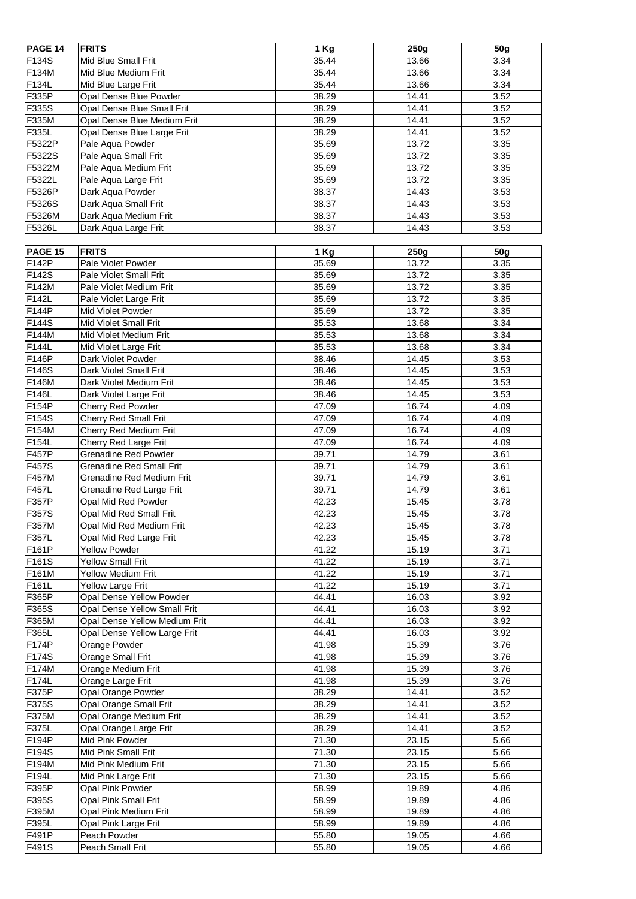| PAGE 14 | FRITS | 1 Kg | 250g | 50g |
|---|---|---|---|---|
| F134S | Mid Blue Small Frit | 35.44 | 13.66 | 3.34 |
| F134M | Mid Blue Medium Frit | 35.44 | 13.66 | 3.34 |
| F134L | Mid Blue Large Frit | 35.44 | 13.66 | 3.34 |
| F335P | Opal Dense Blue Powder | 38.29 | 14.41 | 3.52 |
| F335S | Opal Dense Blue Small Frit | 38.29 | 14.41 | 3.52 |
| F335M | Opal Dense Blue Medium Frit | 38.29 | 14.41 | 3.52 |
| F335L | Opal Dense Blue Large Frit | 38.29 | 14.41 | 3.52 |
| F5322P | Pale Aqua Powder | 35.69 | 13.72 | 3.35 |
| F5322S | Pale Aqua Small Frit | 35.69 | 13.72 | 3.35 |
| F5322M | Pale Aqua Medium Frit | 35.69 | 13.72 | 3.35 |
| F5322L | Pale Aqua Large Frit | 35.69 | 13.72 | 3.35 |
| F5326P | Dark Aqua Powder | 38.37 | 14.43 | 3.53 |
| F5326S | Dark Aqua Small Frit | 38.37 | 14.43 | 3.53 |
| F5326M | Dark Aqua Medium Frit | 38.37 | 14.43 | 3.53 |
| F5326L | Dark Aqua Large Frit | 38.37 | 14.43 | 3.53 |

| PAGE 15 | FRITS | 1 Kg | 250g | 50g |
|---|---|---|---|---|
| F142P | Pale Violet Powder | 35.69 | 13.72 | 3.35 |
| F142S | Pale Violet Small Frit | 35.69 | 13.72 | 3.35 |
| F142M | Pale Violet Medium Frit | 35.69 | 13.72 | 3.35 |
| F142L | Pale Violet Large Frit | 35.69 | 13.72 | 3.35 |
| F144P | Mid Violet Powder | 35.69 | 13.72 | 3.35 |
| F144S | Mid Violet Small Frit | 35.53 | 13.68 | 3.34 |
| F144M | Mid Violet Medium Frit | 35.53 | 13.68 | 3.34 |
| F144L | Mid Violet Large Frit | 35.53 | 13.68 | 3.34 |
| F146P | Dark Violet Powder | 38.46 | 14.45 | 3.53 |
| F146S | Dark Violet Small Frit | 38.46 | 14.45 | 3.53 |
| F146M | Dark Violet Medium Frit | 38.46 | 14.45 | 3.53 |
| F146L | Dark Violet Large Frit | 38.46 | 14.45 | 3.53 |
| F154P | Cherry Red Powder | 47.09 | 16.74 | 4.09 |
| F154S | Cherry Red Small Frit | 47.09 | 16.74 | 4.09 |
| F154M | Cherry Red Medium Frit | 47.09 | 16.74 | 4.09 |
| F154L | Cherry Red Large Frit | 47.09 | 16.74 | 4.09 |
| F457P | Grenadine Red Powder | 39.71 | 14.79 | 3.61 |
| F457S | Grenadine Red Small Frit | 39.71 | 14.79 | 3.61 |
| F457M | Grenadine Red Medium Frit | 39.71 | 14.79 | 3.61 |
| F457L | Grenadine Red Large Frit | 39.71 | 14.79 | 3.61 |
| F357P | Opal Mid Red Powder | 42.23 | 15.45 | 3.78 |
| F357S | Opal Mid Red Small Frit | 42.23 | 15.45 | 3.78 |
| F357M | Opal Mid Red Medium Frit | 42.23 | 15.45 | 3.78 |
| F357L | Opal Mid Red Large Frit | 42.23 | 15.45 | 3.78 |
| F161P | Yellow Powder | 41.22 | 15.19 | 3.71 |
| F161S | Yellow Small Frit | 41.22 | 15.19 | 3.71 |
| F161M | Yellow Medium Frit | 41.22 | 15.19 | 3.71 |
| F161L | Yellow Large Frit | 41.22 | 15.19 | 3.71 |
| F365P | Opal Dense Yellow Powder | 44.41 | 16.03 | 3.92 |
| F365S | Opal Dense Yellow Small Frit | 44.41 | 16.03 | 3.92 |
| F365M | Opal Dense Yellow Medium Frit | 44.41 | 16.03 | 3.92 |
| F365L | Opal Dense Yellow Large Frit | 44.41 | 16.03 | 3.92 |
| F174P | Orange Powder | 41.98 | 15.39 | 3.76 |
| F174S | Orange Small Frit | 41.98 | 15.39 | 3.76 |
| F174M | Orange Medium Frit | 41.98 | 15.39 | 3.76 |
| F174L | Orange Large Frit | 41.98 | 15.39 | 3.76 |
| F375P | Opal Orange Powder | 38.29 | 14.41 | 3.52 |
| F375S | Opal Orange Small Frit | 38.29 | 14.41 | 3.52 |
| F375M | Opal Orange Medium Frit | 38.29 | 14.41 | 3.52 |
| F375L | Opal Orange Large Frit | 38.29 | 14.41 | 3.52 |
| F194P | Mid Pink Powder | 71.30 | 23.15 | 5.66 |
| F194S | Mid Pink Small Frit | 71.30 | 23.15 | 5.66 |
| F194M | Mid Pink Medium Frit | 71.30 | 23.15 | 5.66 |
| F194L | Mid Pink Large Frit | 71.30 | 23.15 | 5.66 |
| F395P | Opal Pink Powder | 58.99 | 19.89 | 4.86 |
| F395S | Opal Pink Small Frit | 58.99 | 19.89 | 4.86 |
| F395M | Opal Pink Medium Frit | 58.99 | 19.89 | 4.86 |
| F395L | Opal Pink Large Frit | 58.99 | 19.89 | 4.86 |
| F491P | Peach Powder | 55.80 | 19.05 | 4.66 |
| F491S | Peach Small Frit | 55.80 | 19.05 | 4.66 |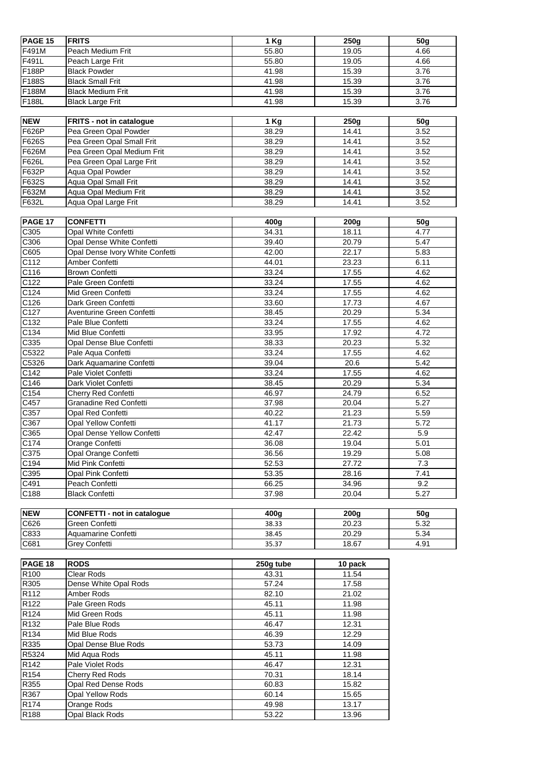| PAGE 15 | FRITS | 1 Kg | 250g | 50g |
| --- | --- | --- | --- | --- |
| F491M | Peach Medium Frit | 55.80 | 19.05 | 4.66 |
| F491L | Peach Large Frit | 55.80 | 19.05 | 4.66 |
| F188P | Black Powder | 41.98 | 15.39 | 3.76 |
| F188S | Black Small Frit | 41.98 | 15.39 | 3.76 |
| F188M | Black Medium Frit | 41.98 | 15.39 | 3.76 |
| F188L | Black Large Frit | 41.98 | 15.39 | 3.76 |

| NEW | FRITS - not in catalogue | 1 Kg | 250g | 50g |
| --- | --- | --- | --- | --- |
| F626P | Pea Green Opal Powder | 38.29 | 14.41 | 3.52 |
| F626S | Pea Green Opal Small Frit | 38.29 | 14.41 | 3.52 |
| F626M | Pea Green Opal Medium Frit | 38.29 | 14.41 | 3.52 |
| F626L | Pea Green Opal Large Frit | 38.29 | 14.41 | 3.52 |
| F632P | Aqua Opal Powder | 38.29 | 14.41 | 3.52 |
| F632S | Aqua Opal Small Frit | 38.29 | 14.41 | 3.52 |
| F632M | Aqua Opal Medium Frit | 38.29 | 14.41 | 3.52 |
| F632L | Aqua Opal Large Frit | 38.29 | 14.41 | 3.52 |

| PAGE 17 | CONFETTI | 400g | 200g | 50g |
| --- | --- | --- | --- | --- |
| C305 | Opal White Confetti | 34.31 | 18.11 | 4.77 |
| C306 | Opal Dense White Confetti | 39.40 | 20.79 | 5.47 |
| C605 | Opal Dense Ivory White Confetti | 42.00 | 22.17 | 5.83 |
| C112 | Amber Confetti | 44.01 | 23.23 | 6.11 |
| C116 | Brown Confetti | 33.24 | 17.55 | 4.62 |
| C122 | Pale Green Confetti | 33.24 | 17.55 | 4.62 |
| C124 | Mid Green Confetti | 33.24 | 17.55 | 4.62 |
| C126 | Dark Green Confetti | 33.60 | 17.73 | 4.67 |
| C127 | Aventurine Green Confetti | 38.45 | 20.29 | 5.34 |
| C132 | Pale Blue Confetti | 33.24 | 17.55 | 4.62 |
| C134 | Mid Blue Confetti | 33.95 | 17.92 | 4.72 |
| C335 | Opal Dense Blue Confetti | 38.33 | 20.23 | 5.32 |
| C5322 | Pale Aqua Confetti | 33.24 | 17.55 | 4.62 |
| C5326 | Dark Aquamarine Confetti | 39.04 | 20.6 | 5.42 |
| C142 | Pale Violet Confetti | 33.24 | 17.55 | 4.62 |
| C146 | Dark Violet Confetti | 38.45 | 20.29 | 5.34 |
| C154 | Cherry Red Confetti | 46.97 | 24.79 | 6.52 |
| C457 | Granadine Red Confetti | 37.98 | 20.04 | 5.27 |
| C357 | Opal Red Confetti | 40.22 | 21.23 | 5.59 |
| C367 | Opal Yellow Confetti | 41.17 | 21.73 | 5.72 |
| C365 | Opal Dense Yellow Confetti | 42.47 | 22.42 | 5.9 |
| C174 | Orange Confetti | 36.08 | 19.04 | 5.01 |
| C375 | Opal Orange Confetti | 36.56 | 19.29 | 5.08 |
| C194 | Mid Pink Confetti | 52.53 | 27.72 | 7.3 |
| C395 | Opal Pink Confetti | 53.35 | 28.16 | 7.41 |
| C491 | Peach Confetti | 66.25 | 34.96 | 9.2 |
| C188 | Black Confetti | 37.98 | 20.04 | 5.27 |

| NEW | CONFETTI - not in catalogue | 400g | 200g | 50g |
| --- | --- | --- | --- | --- |
| C626 | Green Confetti | 38.33 | 20.23 | 5.32 |
| C833 | Aquamarine Confetti | 38.45 | 20.29 | 5.34 |
| C681 | Grey Confetti | 35.37 | 18.67 | 4.91 |

| PAGE 18 | RODS | 250g tube | 10 pack |
| --- | --- | --- | --- |
| R100 | Clear Rods | 43.31 | 11.54 |
| R305 | Dense White Opal Rods | 57.24 | 17.58 |
| R112 | Amber Rods | 82.10 | 21.02 |
| R122 | Pale Green Rods | 45.11 | 11.98 |
| R124 | Mid Green Rods | 45.11 | 11.98 |
| R132 | Pale Blue Rods | 46.47 | 12.31 |
| R134 | Mid Blue Rods | 46.39 | 12.29 |
| R335 | Opal Dense Blue Rods | 53.73 | 14.09 |
| R5324 | Mid Aqua Rods | 45.11 | 11.98 |
| R142 | Pale Violet Rods | 46.47 | 12.31 |
| R154 | Cherry Red Rods | 70.31 | 18.14 |
| R355 | Opal Red Dense Rods | 60.83 | 15.82 |
| R367 | Opal Yellow Rods | 60.14 | 15.65 |
| R174 | Orange Rods | 49.98 | 13.17 |
| R188 | Opal Black Rods | 53.22 | 13.96 |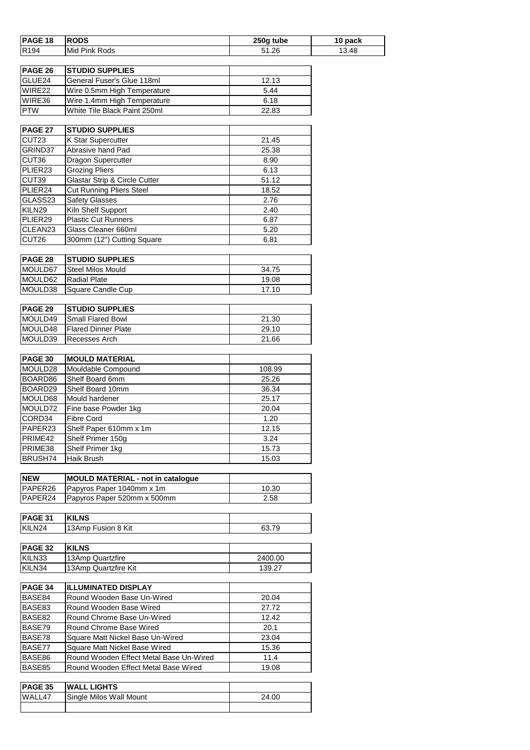| PAGE 18 | RODS | 250g tube | 10 pack |
|---|---|---|---|
| R194 | Mid Pink Rods | 51.26 | 13.48 |

| PAGE 26 | STUDIO SUPPLIES | |
|---|---|---|
| GLUE24 | General Fuser's Glue 118ml | 12.13 |
| WIRE22 | Wire 0.5mm High Temperature | 5.44 |
| WIRE36 | Wire 1.4mm High Temperature | 6.18 |
| PTW | White Tile Black Paint 250ml | 22.83 |

| PAGE 27 | STUDIO SUPPLIES | |
|---|---|---|
| CUT23 | K Star Supercutter | 21.45 |
| GRIND37 | Abrasive hand Pad | 25.38 |
| CUT36 | Dragon Supercutter | 8.90 |
| PLIER23 | Grozing Pliers | 6.13 |
| CUT39 | Glastar Strip & Circle Cutter | 51.12 |
| PLIER24 | Cut Running Pliers Steel | 18.52 |
| GLASS23 | Safety Glasses | 2.76 |
| KILN29 | Kiln Shelf Support | 2.40 |
| PLIER29 | Plastic Cut Runners | 6.87 |
| CLEAN23 | Glass Cleaner 660ml | 5.20 |
| CUT26 | 300mm (12") Cutting Square | 6.81 |

| PAGE 28 | STUDIO SUPPLIES | |
|---|---|---|
| MOULD67 | Steel Milos Mould | 34.75 |
| MOULD62 | Radial Plate | 19.08 |
| MOULD38 | Square Candle Cup | 17.10 |

| PAGE 29 | STUDIO SUPPLIES | |
|---|---|---|
| MOULD49 | Small Flared Bowl | 21.30 |
| MOULD48 | Flared Dinner Plate | 29.10 |
| MOULD39 | Recesses Arch | 21.66 |

| PAGE 30 | MOULD MATERIAL | |
|---|---|---|
| MOULD28 | Mouldable Compound | 108.99 |
| BOARD86 | Shelf Board 6mm | 25.26 |
| BOARD29 | Shelf Board 10mm | 36.34 |
| MOULD68 | Mould hardener | 25.17 |
| MOULD72 | Fine base Powder 1kg | 20.04 |
| CORD34 | Fibre Cord | 1.20 |
| PAPER23 | Shelf Paper 610mm x 1m | 12.15 |
| PRIME42 | Shelf Primer 150g | 3.24 |
| PRIME38 | Shelf Primer 1kg | 15.73 |
| BRUSH74 | Haik Brush | 15.03 |

| NEW | MOULD MATERIAL - not in catalogue | |
|---|---|---|
| PAPER26 | Papyros Paper 1040mm x 1m | 10.30 |
| PAPER24 | Papyros Paper 520mm x 500mm | 2.58 |

| PAGE 31 | KILNS | |
|---|---|---|
| KILN24 | 13Amp Fusion 8 Kit | 63.79 |

| PAGE 32 | KILNS | |
|---|---|---|
| KILN33 | 13Amp Quartzfire | 2400.00 |
| KILN34 | 13Amp Quartzfire Kit | 139.27 |

| PAGE 34 | ILLUMINATED DISPLAY | |
|---|---|---|
| BASE84 | Round Wooden Base Un-Wired | 20.04 |
| BASE83 | Round Wooden Base Wired | 27.72 |
| BASE82 | Round Chrome Base Un-Wired | 12.42 |
| BASE79 | Round Chrome Base Wired | 20.1 |
| BASE78 | Square Matt Nickel Base Un-Wired | 23.04 |
| BASE77 | Square Matt Nickel Base Wired | 15.36 |
| BASE86 | Round Wooden Effect Metal Base Un-Wired | 11.4 |
| BASE85 | Round Wooden Effect Metal Base Wired | 19.08 |

| PAGE 35 | WALL LIGHTS | |
|---|---|---|
| WALL47 | Single Milos Wall Mount | 24.00 |
| | | |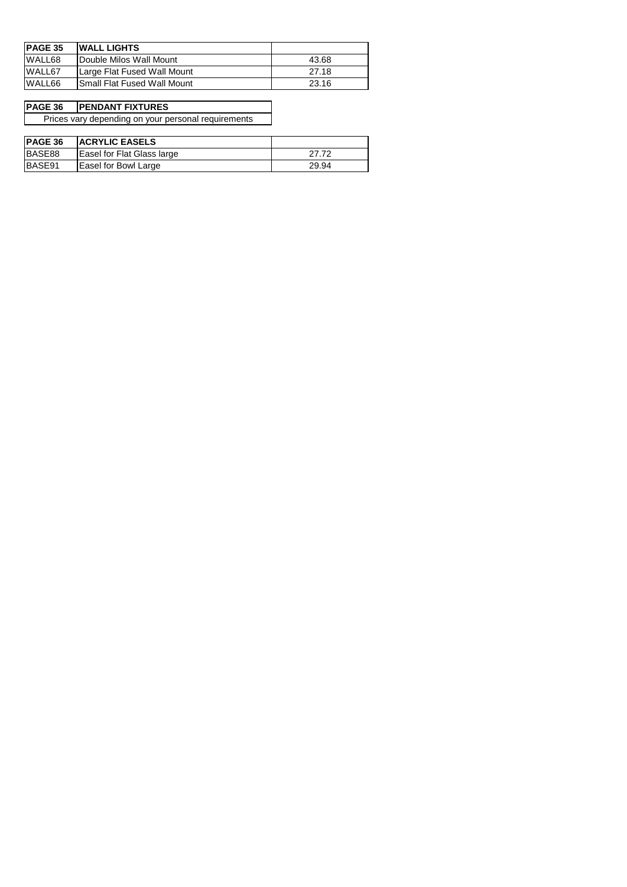| PAGE 35 | WALL LIGHTS | |
|---|---|---|
| WALL68 | Double Milos Wall Mount | 43.68 |
| WALL67 | Large Flat Fused Wall Mount | 27.18 |
| WALL66 | Small Flat Fused Wall Mount | 23.16 |

| PAGE 36 | PENDANT FIXTURES |
|---|---|
| Prices vary depending on your personal requirements | |

| PAGE 36 | ACRYLIC EASELS | |
|---|---|---|
| BASE88 | Easel for Flat Glass large | 27.72 |
| BASE91 | Easel for Bowl Large | 29.94 |